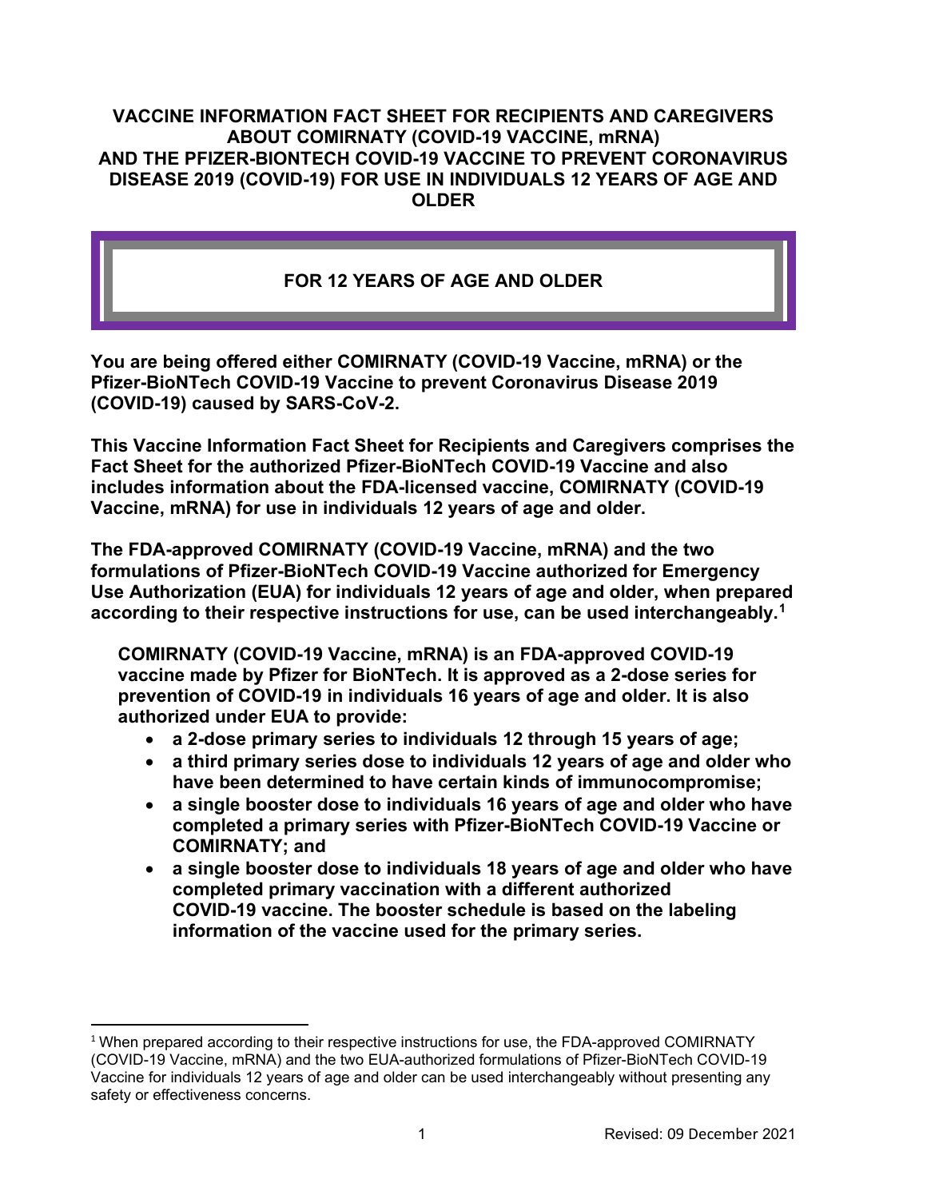# VACCINE INFORMATION FACT SHEET FOR RECIPIENTS AND CAREGIVERS ABOUT COMIRNATY (COVID-19 VACCINE, mRNA) AND THE PFIZER-BIONTECH COVID-19 VACCINE TO PREVENT CORONAVIRUS DISEASE 2019 (COVID-19) FOR USE IN INDIVIDUALS 12 YEARS OF AGE AND OLDER

## FOR 12 YEARS OF AGE AND OLDER

**You are being offered either COMIRNATY (COVID-19 Vaccine, mRNA) or the Pfizer-BioNTech COVID-19 Vaccine to prevent Coronavirus Disease 2019 (COVID-19) caused by SARS-CoV-2.**

**This Vaccine Information Fact Sheet for Recipients and Caregivers comprises the Fact Sheet for the authorized Pfizer-BioNTech COVID-19 Vaccine and also includes information about the FDA-licensed vaccine, COMIRNATY (COVID-19 Vaccine, mRNA) for use in individuals 12 years of age and older.**

**The FDA-approved COMIRNATY (COVID-19 Vaccine, mRNA) and the two formulations of Pfizer-BioNTech COVID-19 Vaccine authorized for Emergency Use Authorization (EUA) for individuals 12 years of age and older, when prepared according to their respective instructions for use, can be used interchangeably.[1]**

**COMIRNATY (COVID-19 Vaccine, mRNA) is an FDA-approved COVID-19 vaccine made by Pfizer for BioNTech. It is approved as a 2-dose series for prevention of COVID-19 in individuals 16 years of age and older. It is also authorized under EUA to provide:**

- **a 2-dose primary series to individuals 12 through 15 years of age;**
- **a third primary series dose to individuals 12 years of age and older who have been determined to have certain kinds of immunocompromise;**
- **a single booster dose to individuals 16 years of age and older who have completed a primary series with Pfizer-BioNTech COVID-19 Vaccine or COMIRNATY; and**
- **a single booster dose to individuals 18 years of age and older who have completed primary vaccination with a different authorized COVID-19 vaccine. The booster schedule is based on the labeling information of the vaccine used for the primary series.**

---

[1] When prepared according to their respective instructions for use, the FDA-approved COMIRNATY (COVID-19 Vaccine, mRNA) and the two EUA-authorized formulations of Pfizer-BioNTech COVID-19 Vaccine for individuals 12 years of age and older can be used interchangeably without presenting any safety or effectiveness concerns.

Revised: 09 December 2021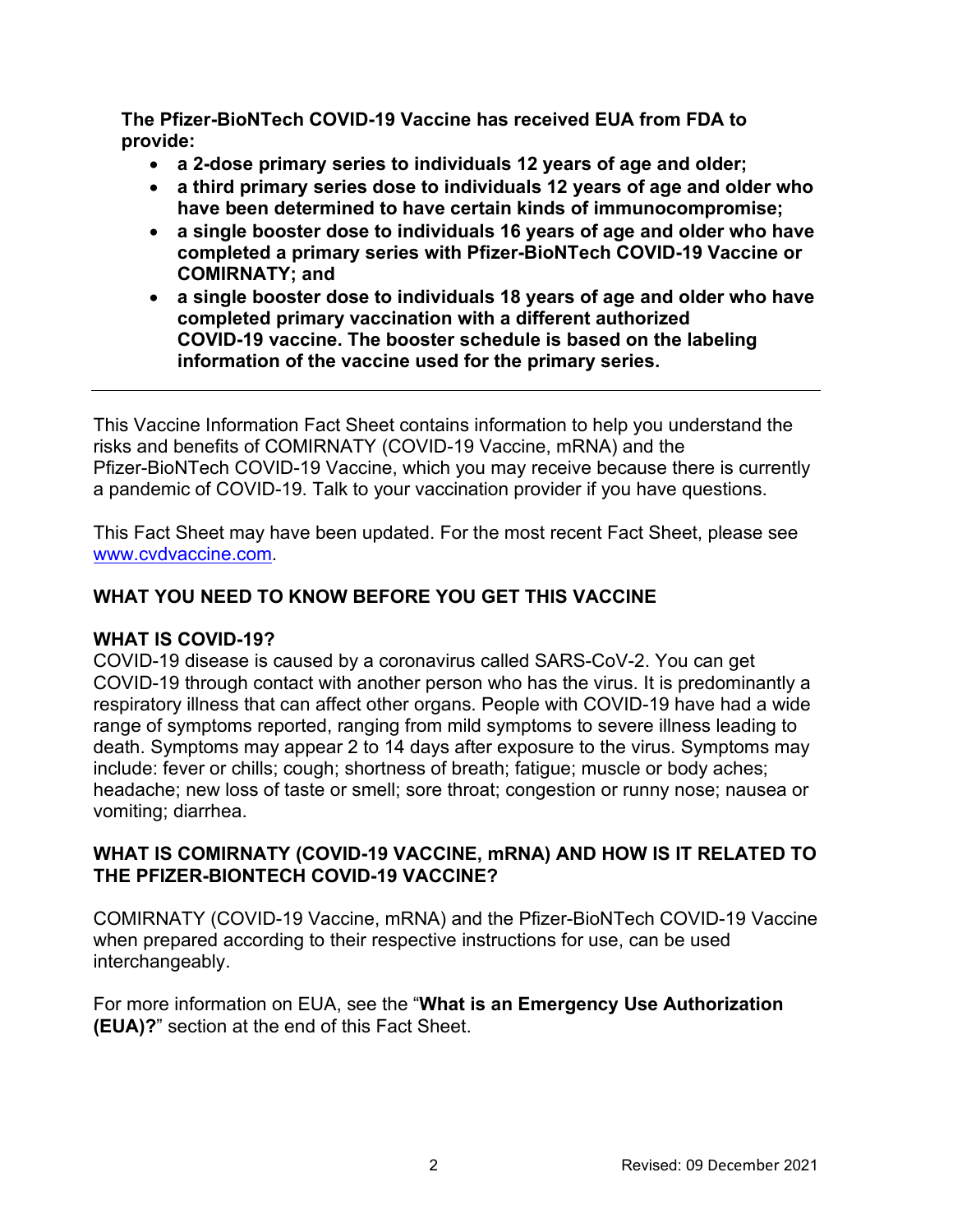**The Pfizer-BioNTech COVID-19 Vaccine has received EUA from FDA to provide:**

- **a 2-dose primary series to individuals 12 years of age and older;**
- **a third primary series dose to individuals 12 years of age and older who have been determined to have certain kinds of immunocompromise;**
- **a single booster dose to individuals 16 years of age and older who have completed a primary series with Pfizer-BioNTech COVID-19 Vaccine or COMIRNATY; and**
- **a single booster dose to individuals 18 years of age and older who have completed primary vaccination with a different authorized COVID-19 vaccine. The booster schedule is based on the labeling information of the vaccine used for the primary series.**

---

This Vaccine Information Fact Sheet contains information to help you understand the risks and benefits of COMIRNATY (COVID-19 Vaccine, mRNA) and the Pfizer-BioNTech COVID-19 Vaccine, which you may receive because there is currently a pandemic of COVID-19. Talk to your vaccination provider if you have questions.

This Fact Sheet may have been updated. For the most recent Fact Sheet, please see www.cvdvaccine.com.

## WHAT YOU NEED TO KNOW BEFORE YOU GET THIS VACCINE

### WHAT IS COVID-19?

COVID-19 disease is caused by a coronavirus called SARS-CoV-2. You can get COVID-19 through contact with another person who has the virus. It is predominantly a respiratory illness that can affect other organs. People with COVID-19 have had a wide range of symptoms reported, ranging from mild symptoms to severe illness leading to death. Symptoms may appear 2 to 14 days after exposure to the virus. Symptoms may include: fever or chills; cough; shortness of breath; fatigue; muscle or body aches; headache; new loss of taste or smell; sore throat; congestion or runny nose; nausea or vomiting; diarrhea.

### WHAT IS COMIRNATY (COVID-19 VACCINE, mRNA) AND HOW IS IT RELATED TO THE PFIZER-BIONTECH COVID-19 VACCINE?

COMIRNATY (COVID-19 Vaccine, mRNA) and the Pfizer-BioNTech COVID-19 Vaccine when prepared according to their respective instructions for use, can be used interchangeably.

For more information on EUA, see the "**What is an Emergency Use Authorization (EUA)?**" section at the end of this Fact Sheet.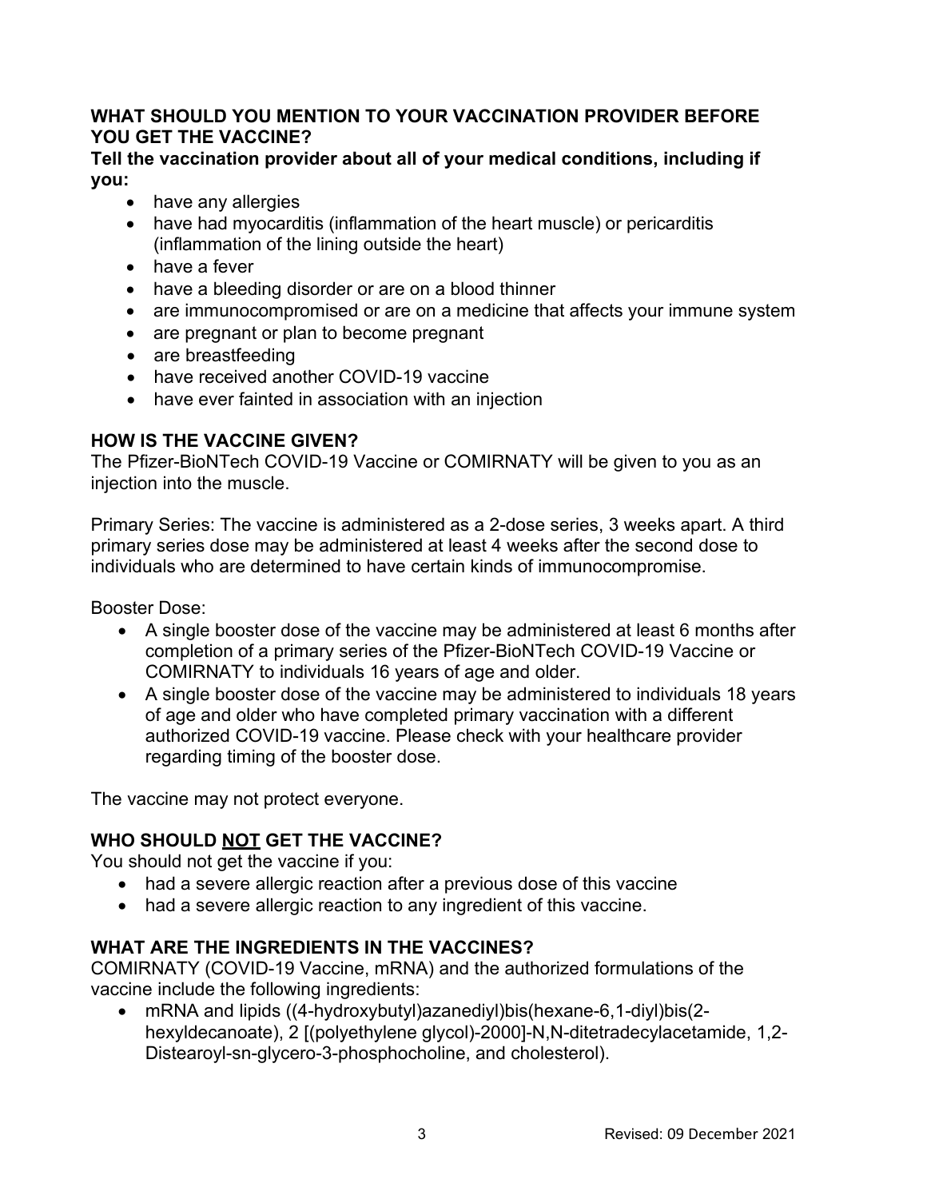## WHAT SHOULD YOU MENTION TO YOUR VACCINATION PROVIDER BEFORE YOU GET THE VACCINE?

**Tell the vaccination provider about all of your medical conditions, including if you:**

- have any allergies
- have had myocarditis (inflammation of the heart muscle) or pericarditis (inflammation of the lining outside the heart)
- have a fever
- have a bleeding disorder or are on a blood thinner
- are immunocompromised or are on a medicine that affects your immune system
- are pregnant or plan to become pregnant
- are breastfeeding
- have received another COVID-19 vaccine
- have ever fainted in association with an injection

## HOW IS THE VACCINE GIVEN?

The Pfizer-BioNTech COVID-19 Vaccine or COMIRNATY will be given to you as an injection into the muscle.

Primary Series: The vaccine is administered as a 2-dose series, 3 weeks apart. A third primary series dose may be administered at least 4 weeks after the second dose to individuals who are determined to have certain kinds of immunocompromise.

Booster Dose:

- A single booster dose of the vaccine may be administered at least 6 months after completion of a primary series of the Pfizer-BioNTech COVID-19 Vaccine or COMIRNATY to individuals 16 years of age and older.
- A single booster dose of the vaccine may be administered to individuals 18 years of age and older who have completed primary vaccination with a different authorized COVID-19 vaccine. Please check with your healthcare provider regarding timing of the booster dose.

The vaccine may not protect everyone.

## WHO SHOULD NOT GET THE VACCINE?

You should not get the vaccine if you:

- had a severe allergic reaction after a previous dose of this vaccine
- had a severe allergic reaction to any ingredient of this vaccine.

## WHAT ARE THE INGREDIENTS IN THE VACCINES?

COMIRNATY (COVID-19 Vaccine, mRNA) and the authorized formulations of the vaccine include the following ingredients:

- mRNA and lipids ((4-hydroxybutyl)azanediyl)bis(hexane-6,1-diyl)bis(2-hexyldecanoate), 2 [(polyethylene glycol)-2000]-N,N-ditetradecylacetamide, 1,2-Distearoyl-sn-glycero-3-phosphocholine, and cholesterol).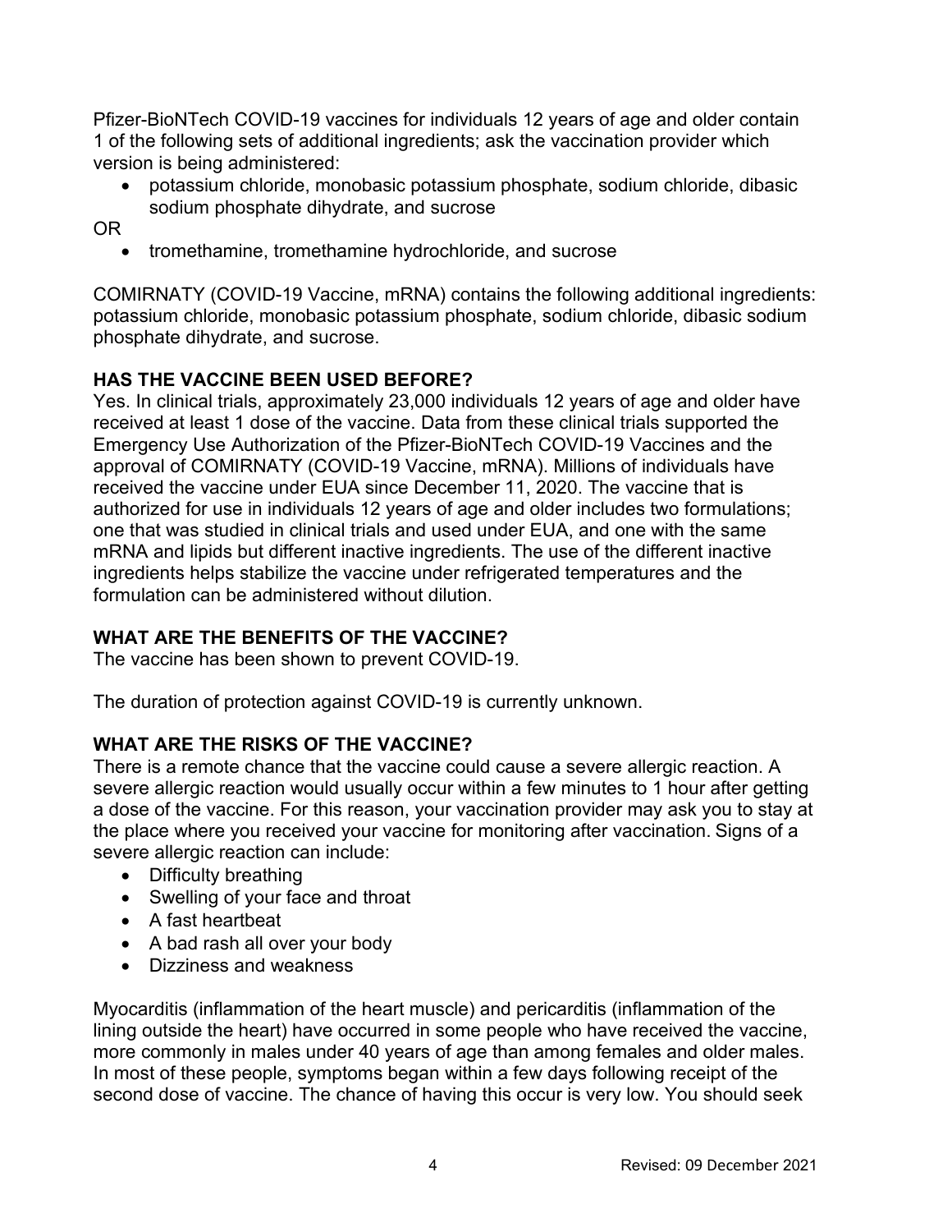Pfizer-BioNTech COVID-19 vaccines for individuals 12 years of age and older contain 1 of the following sets of additional ingredients; ask the vaccination provider which version is being administered:

- potassium chloride, monobasic potassium phosphate, sodium chloride, dibasic sodium phosphate dihydrate, and sucrose

OR

- tromethamine, tromethamine hydrochloride, and sucrose

COMIRNATY (COVID-19 Vaccine, mRNA) contains the following additional ingredients: potassium chloride, monobasic potassium phosphate, sodium chloride, dibasic sodium phosphate dihydrate, and sucrose.

**HAS THE VACCINE BEEN USED BEFORE?**

Yes. In clinical trials, approximately 23,000 individuals 12 years of age and older have received at least 1 dose of the vaccine. Data from these clinical trials supported the Emergency Use Authorization of the Pfizer-BioNTech COVID-19 Vaccines and the approval of COMIRNATY (COVID-19 Vaccine, mRNA). Millions of individuals have received the vaccine under EUA since December 11, 2020. The vaccine that is authorized for use in individuals 12 years of age and older includes two formulations; one that was studied in clinical trials and used under EUA, and one with the same mRNA and lipids but different inactive ingredients. The use of the different inactive ingredients helps stabilize the vaccine under refrigerated temperatures and the formulation can be administered without dilution.

**WHAT ARE THE BENEFITS OF THE VACCINE?**

The vaccine has been shown to prevent COVID-19.

The duration of protection against COVID-19 is currently unknown.

**WHAT ARE THE RISKS OF THE VACCINE?**

There is a remote chance that the vaccine could cause a severe allergic reaction. A severe allergic reaction would usually occur within a few minutes to 1 hour after getting a dose of the vaccine. For this reason, your vaccination provider may ask you to stay at the place where you received your vaccine for monitoring after vaccination. Signs of a severe allergic reaction can include:

- Difficulty breathing
- Swelling of your face and throat
- A fast heartbeat
- A bad rash all over your body
- Dizziness and weakness

Myocarditis (inflammation of the heart muscle) and pericarditis (inflammation of the lining outside the heart) have occurred in some people who have received the vaccine, more commonly in males under 40 years of age than among females and older males. In most of these people, symptoms began within a few days following receipt of the second dose of vaccine. The chance of having this occur is very low. You should seek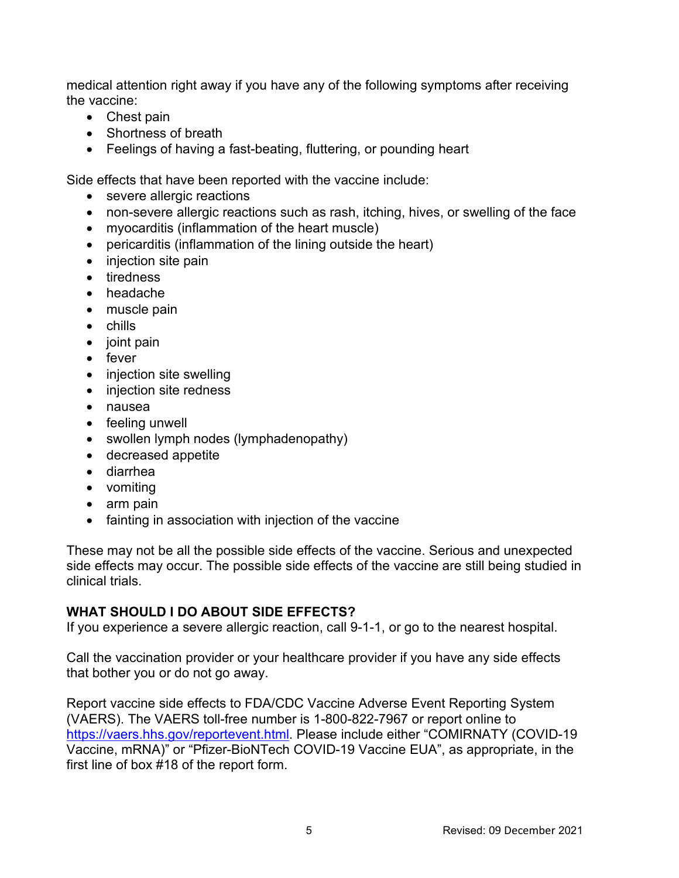medical attention right away if you have any of the following symptoms after receiving the vaccine:

- Chest pain
- Shortness of breath
- Feelings of having a fast-beating, fluttering, or pounding heart

Side effects that have been reported with the vaccine include:

- severe allergic reactions
- non-severe allergic reactions such as rash, itching, hives, or swelling of the face
- myocarditis (inflammation of the heart muscle)
- pericarditis (inflammation of the lining outside the heart)
- injection site pain
- tiredness
- headache
- muscle pain
- chills
- joint pain
- fever
- injection site swelling
- injection site redness
- nausea
- feeling unwell
- swollen lymph nodes (lymphadenopathy)
- decreased appetite
- diarrhea
- vomiting
- arm pain
- fainting in association with injection of the vaccine

These may not be all the possible side effects of the vaccine. Serious and unexpected side effects may occur. The possible side effects of the vaccine are still being studied in clinical trials.

**WHAT SHOULD I DO ABOUT SIDE EFFECTS?**

If you experience a severe allergic reaction, call 9-1-1, or go to the nearest hospital.

Call the vaccination provider or your healthcare provider if you have any side effects that bother you or do not go away.

Report vaccine side effects to FDA/CDC Vaccine Adverse Event Reporting System (VAERS). The VAERS toll-free number is 1-800-822-7967 or report online to https://vaers.hhs.gov/reportevent.html. Please include either "COMIRNATY (COVID-19 Vaccine, mRNA)" or "Pfizer-BioNTech COVID-19 Vaccine EUA", as appropriate, in the first line of box #18 of the report form.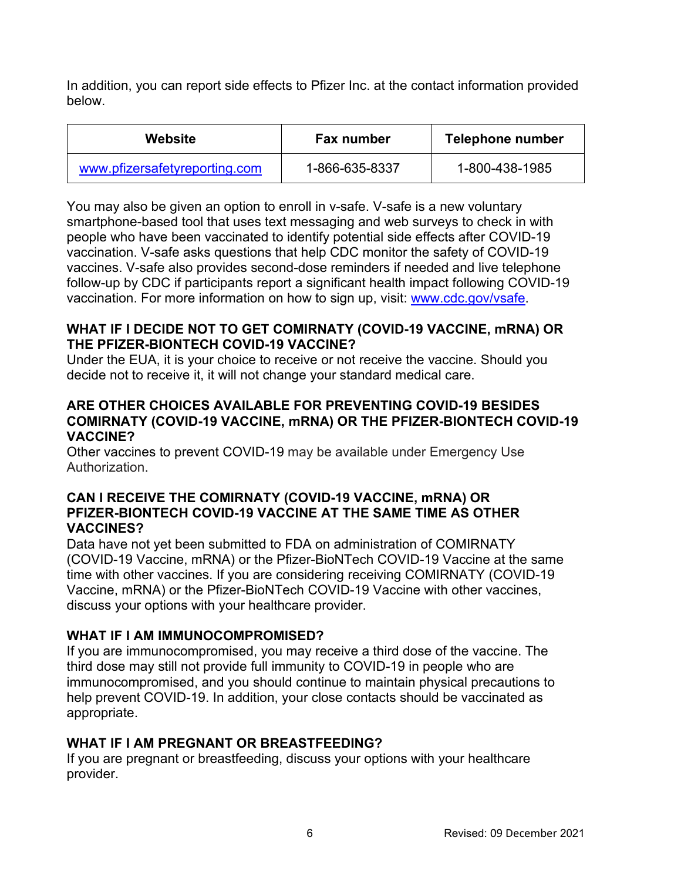In addition, you can report side effects to Pfizer Inc. at the contact information provided below.

| Website | Fax number | Telephone number |
| --- | --- | --- |
| www.pfizersafetyreporting.com | 1-866-635-8337 | 1-800-438-1985 |

You may also be given an option to enroll in v-safe. V-safe is a new voluntary smartphone-based tool that uses text messaging and web surveys to check in with people who have been vaccinated to identify potential side effects after COVID-19 vaccination. V-safe asks questions that help CDC monitor the safety of COVID-19 vaccines. V-safe also provides second-dose reminders if needed and live telephone follow-up by CDC if participants report a significant health impact following COVID-19 vaccination. For more information on how to sign up, visit: www.cdc.gov/vsafe.

## WHAT IF I DECIDE NOT TO GET COMIRNATY (COVID-19 VACCINE, mRNA) OR THE PFIZER-BIONTECH COVID-19 VACCINE?

Under the EUA, it is your choice to receive or not receive the vaccine. Should you decide not to receive it, it will not change your standard medical care.

## ARE OTHER CHOICES AVAILABLE FOR PREVENTING COVID-19 BESIDES COMIRNATY (COVID-19 VACCINE, mRNA) OR THE PFIZER-BIONTECH COVID-19 VACCINE?

Other vaccines to prevent COVID-19 may be available under Emergency Use Authorization.

## CAN I RECEIVE THE COMIRNATY (COVID-19 VACCINE, mRNA) OR PFIZER-BIONTECH COVID-19 VACCINE AT THE SAME TIME AS OTHER VACCINES?

Data have not yet been submitted to FDA on administration of COMIRNATY (COVID-19 Vaccine, mRNA) or the Pfizer-BioNTech COVID-19 Vaccine at the same time with other vaccines. If you are considering receiving COMIRNATY (COVID-19 Vaccine, mRNA) or the Pfizer-BioNTech COVID-19 Vaccine with other vaccines, discuss your options with your healthcare provider.

## WHAT IF I AM IMMUNOCOMPROMISED?

If you are immunocompromised, you may receive a third dose of the vaccine. The third dose may still not provide full immunity to COVID-19 in people who are immunocompromised, and you should continue to maintain physical precautions to help prevent COVID-19. In addition, your close contacts should be vaccinated as appropriate.

## WHAT IF I AM PREGNANT OR BREASTFEEDING?

If you are pregnant or breastfeeding, discuss your options with your healthcare provider.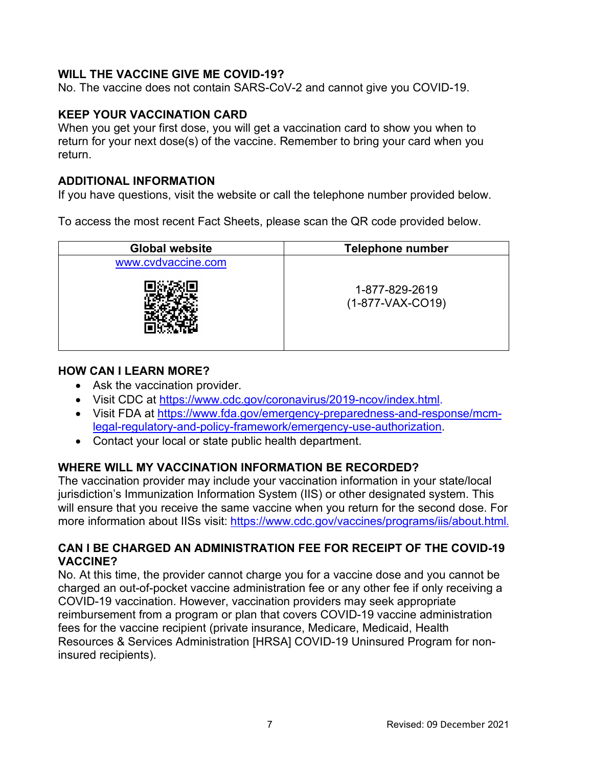### WILL THE VACCINE GIVE ME COVID-19?

No. The vaccine does not contain SARS-CoV-2 and cannot give you COVID-19.

### KEEP YOUR VACCINATION CARD

When you get your first dose, you will get a vaccination card to show you when to return for your next dose(s) of the vaccine. Remember to bring your card when you return.

### ADDITIONAL INFORMATION

If you have questions, visit the website or call the telephone number provided below.

To access the most recent Fact Sheets, please scan the QR code provided below.

| Global website | Telephone number |
| --- | --- |
| www.cvdvaccine.com | 1-877-829-2619 (1-877-VAX-CO19) |

### HOW CAN I LEARN MORE?

- Ask the vaccination provider.
- Visit CDC at https://www.cdc.gov/coronavirus/2019-ncov/index.html.
- Visit FDA at https://www.fda.gov/emergency-preparedness-and-response/mcm-legal-regulatory-and-policy-framework/emergency-use-authorization.
- Contact your local or state public health department.

### WHERE WILL MY VACCINATION INFORMATION BE RECORDED?

The vaccination provider may include your vaccination information in your state/local jurisdiction's Immunization Information System (IIS) or other designated system. This will ensure that you receive the same vaccine when you return for the second dose. For more information about IISs visit: https://www.cdc.gov/vaccines/programs/iis/about.html.

### CAN I BE CHARGED AN ADMINISTRATION FEE FOR RECEIPT OF THE COVID-19 VACCINE?

No. At this time, the provider cannot charge you for a vaccine dose and you cannot be charged an out-of-pocket vaccine administration fee or any other fee if only receiving a COVID-19 vaccination. However, vaccination providers may seek appropriate reimbursement from a program or plan that covers COVID-19 vaccine administration fees for the vaccine recipient (private insurance, Medicare, Medicaid, Health Resources & Services Administration [HRSA] COVID-19 Uninsured Program for non-insured recipients).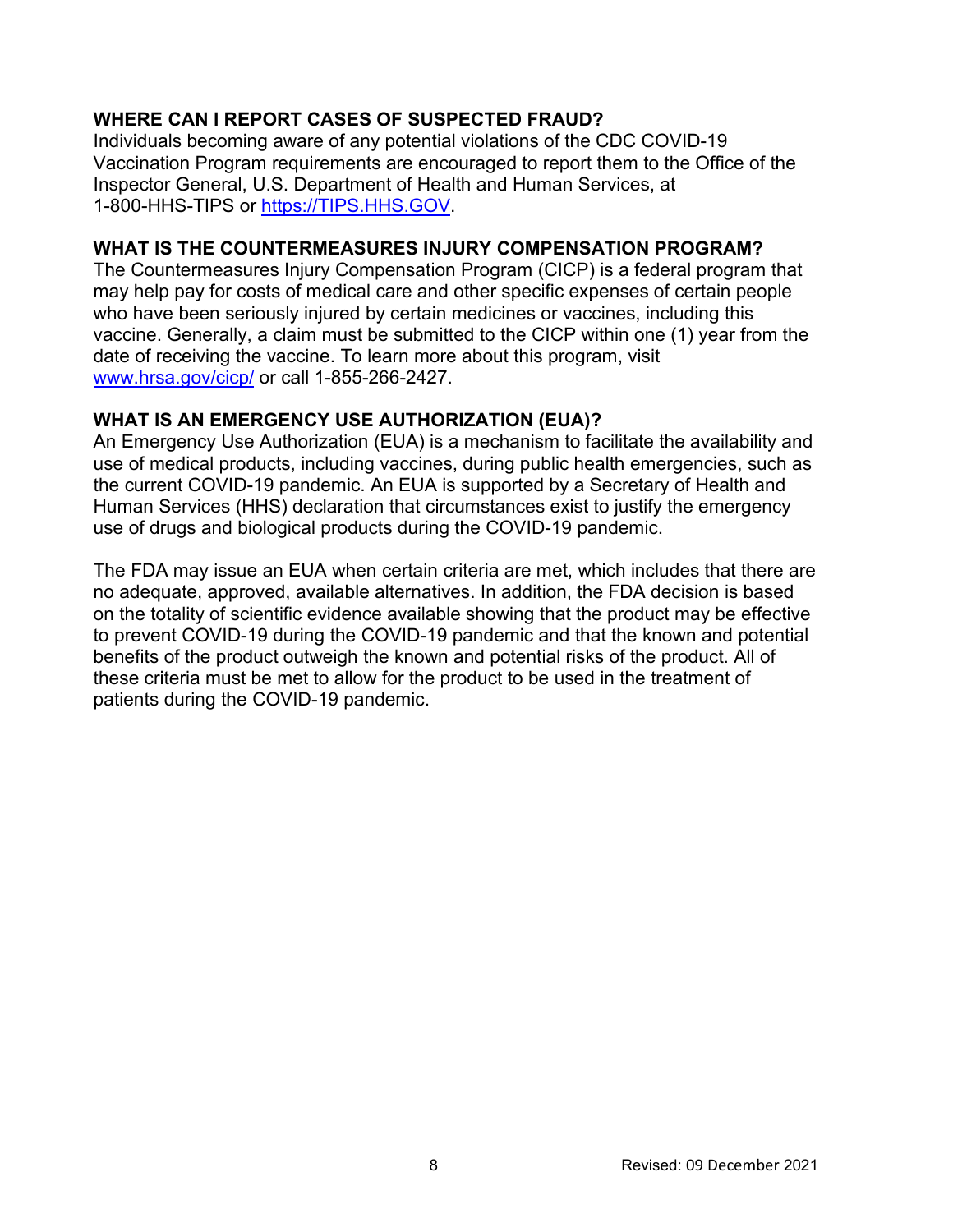## WHERE CAN I REPORT CASES OF SUSPECTED FRAUD?

Individuals becoming aware of any potential violations of the CDC COVID-19 Vaccination Program requirements are encouraged to report them to the Office of the Inspector General, U.S. Department of Health and Human Services, at 1-800-HHS-TIPS or https://TIPS.HHS.GOV.

## WHAT IS THE COUNTERMEASURES INJURY COMPENSATION PROGRAM?

The Countermeasures Injury Compensation Program (CICP) is a federal program that may help pay for costs of medical care and other specific expenses of certain people who have been seriously injured by certain medicines or vaccines, including this vaccine. Generally, a claim must be submitted to the CICP within one (1) year from the date of receiving the vaccine. To learn more about this program, visit www.hrsa.gov/cicp/ or call 1-855-266-2427.

## WHAT IS AN EMERGENCY USE AUTHORIZATION (EUA)?

An Emergency Use Authorization (EUA) is a mechanism to facilitate the availability and use of medical products, including vaccines, during public health emergencies, such as the current COVID-19 pandemic. An EUA is supported by a Secretary of Health and Human Services (HHS) declaration that circumstances exist to justify the emergency use of drugs and biological products during the COVID-19 pandemic.

The FDA may issue an EUA when certain criteria are met, which includes that there are no adequate, approved, available alternatives. In addition, the FDA decision is based on the totality of scientific evidence available showing that the product may be effective to prevent COVID-19 during the COVID-19 pandemic and that the known and potential benefits of the product outweigh the known and potential risks of the product. All of these criteria must be met to allow for the product to be used in the treatment of patients during the COVID-19 pandemic.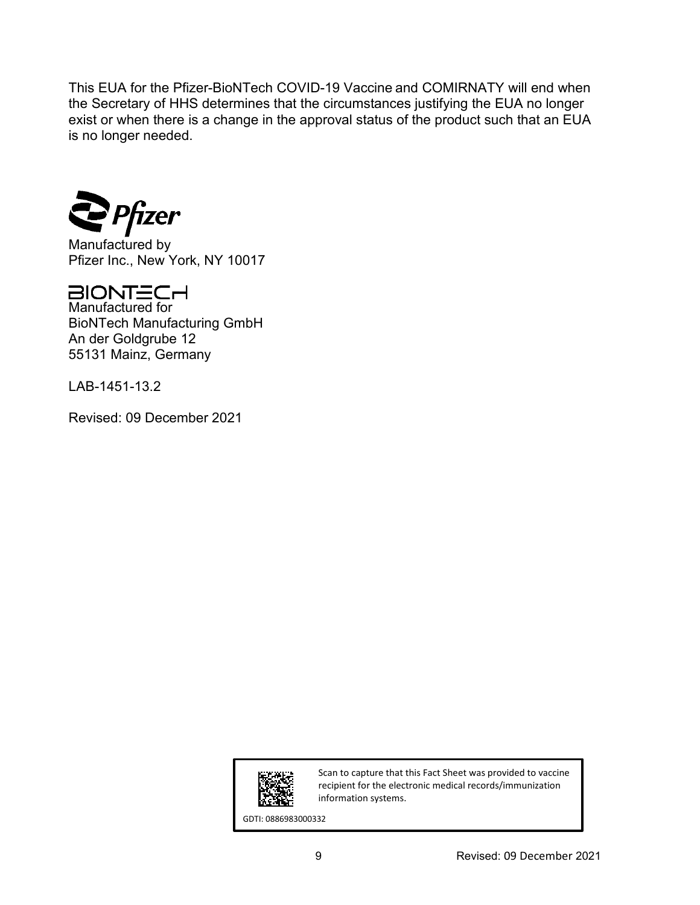This EUA for the Pfizer-BioNTech COVID-19 Vaccine and COMIRNATY will end when the Secretary of HHS determines that the circumstances justifying the EUA no longer exist or when there is a change in the approval status of the product such that an EUA is no longer needed.

Manufactured by
Pfizer Inc., New York, NY 10017

Manufactured for
BioNTech Manufacturing GmbH
An der Goldgrube 12
55131 Mainz, Germany

LAB-1451-13.2

Revised: 09 December 2021

Scan to capture that this Fact Sheet was provided to vaccine recipient for the electronic medical records/immunization information systems.

GDTI: 0886983000332